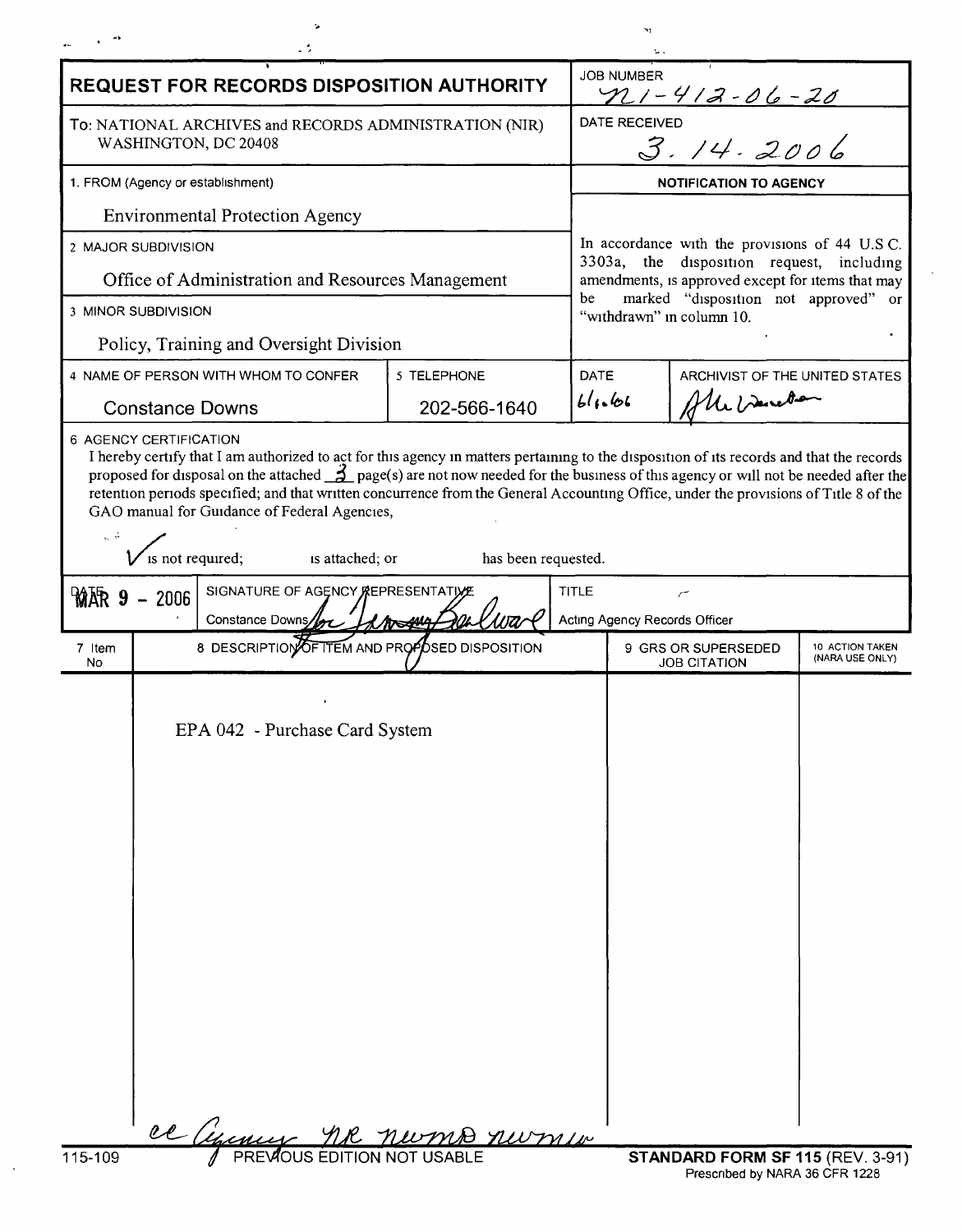# REQUEST FOR RECORDS DISPOSITION AUTHORITY

| | |
|---|---|
| **JOB NUMBER** | N1-412-06-20 |
| **DATE RECEIVED** | 3.14.2006 |

To: NATIONAL ARCHIVES and RECORDS ADMINISTRATION (NIR)
WASHINGTON, DC 20408

1. FROM (Agency or establishment)
Environmental Protection Agency

2. MAJOR SUBDIVISION
Office of Administration and Resources Management

3. MINOR SUBDIVISION
Policy, Training and Oversight Division

4. NAME OF PERSON WITH WHOM TO CONFER
Constance Downs

5. TELEPHONE
202-566-1640

**NOTIFICATION TO AGENCY**

In accordance with the provisions of 44 U.S.C. 3303a, the disposition request, including amendments, is approved except for items that may be marked "disposition not approved" or "withdrawn" in column 10.

DATE: 6/1/06

ARCHIVIST OF THE UNITED STATES: [signature]

6. AGENCY CERTIFICATION

I hereby certify that I am authorized to act for this agency in matters pertaining to the disposition of its records and that the records proposed for disposal on the attached 3 page(s) are not now needed for the business of this agency or will not be needed after the retention periods specified; and that written concurrence from the General Accounting Office, under the provisions of Title 8 of the GAO manual for Guidance of Federal Agencies,

✓ is not required; is attached; or has been requested.

DATE: MAR 9 - 2006

SIGNATURE OF AGENCY REPRESENTATIVE: Constance Downs for [signature]

TITLE: Acting Agency Records Officer

| 7 Item No | 8 DESCRIPTION OF ITEM AND PROPOSED DISPOSITION | 9 GRS OR SUPERSEDED JOB CITATION | 10 ACTION TAKEN (NARA USE ONLY) |
|---|---|---|---|
| | EPA 042 - Purchase Card System | | |

cc Agency NR NWMD NWMW

115-109 PREVIOUS EDITION NOT USABLE

**STANDARD FORM SF 115** (REV. 3-91)
Prescribed by NARA 36 CFR 1228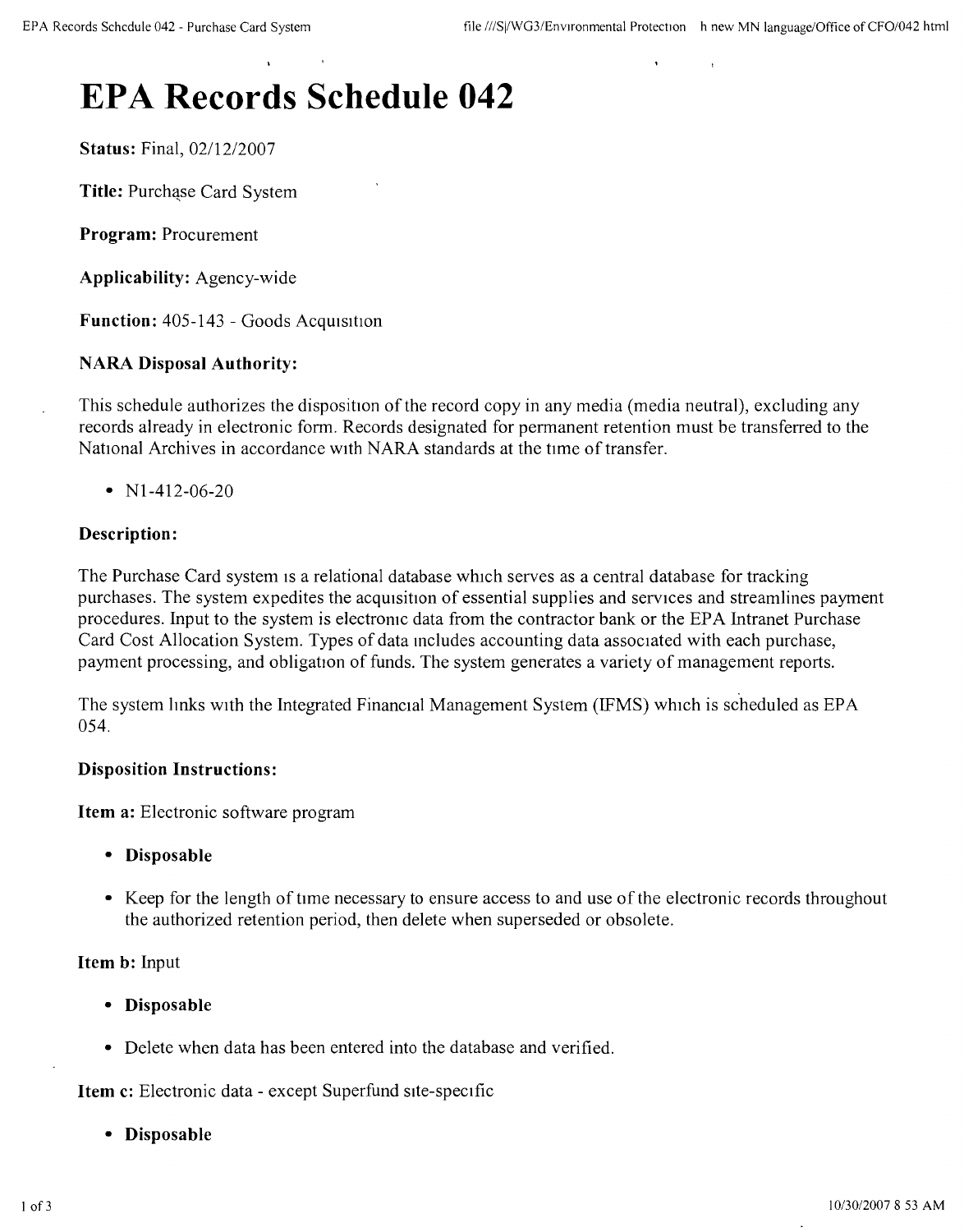# EPA Records Schedule 042

**Status:** Final, 02/12/2007

**Title:** Purchase Card System

**Program:** Procurement

**Applicability:** Agency-wide

**Function:** 405-143 - Goods Acquisition

**NARA Disposal Authority:**

This schedule authorizes the disposition of the record copy in any media (media neutral), excluding any records already in electronic form. Records designated for permanent retention must be transferred to the National Archives in accordance with NARA standards at the time of transfer.

- N1-412-06-20

**Description:**

The Purchase Card system is a relational database which serves as a central database for tracking purchases. The system expedites the acquisition of essential supplies and services and streamlines payment procedures. Input to the system is electronic data from the contractor bank or the EPA Intranet Purchase Card Cost Allocation System. Types of data includes accounting data associated with each purchase, payment processing, and obligation of funds. The system generates a variety of management reports.

The system links with the Integrated Financial Management System (IFMS) which is scheduled as EPA 054.

**Disposition Instructions:**

**Item a:** Electronic software program

- **Disposable**
- Keep for the length of time necessary to ensure access to and use of the electronic records throughout the authorized retention period, then delete when superseded or obsolete.

**Item b:** Input

- **Disposable**
- Delete when data has been entered into the database and verified.

**Item c:** Electronic data - except Superfund site-specific

- **Disposable**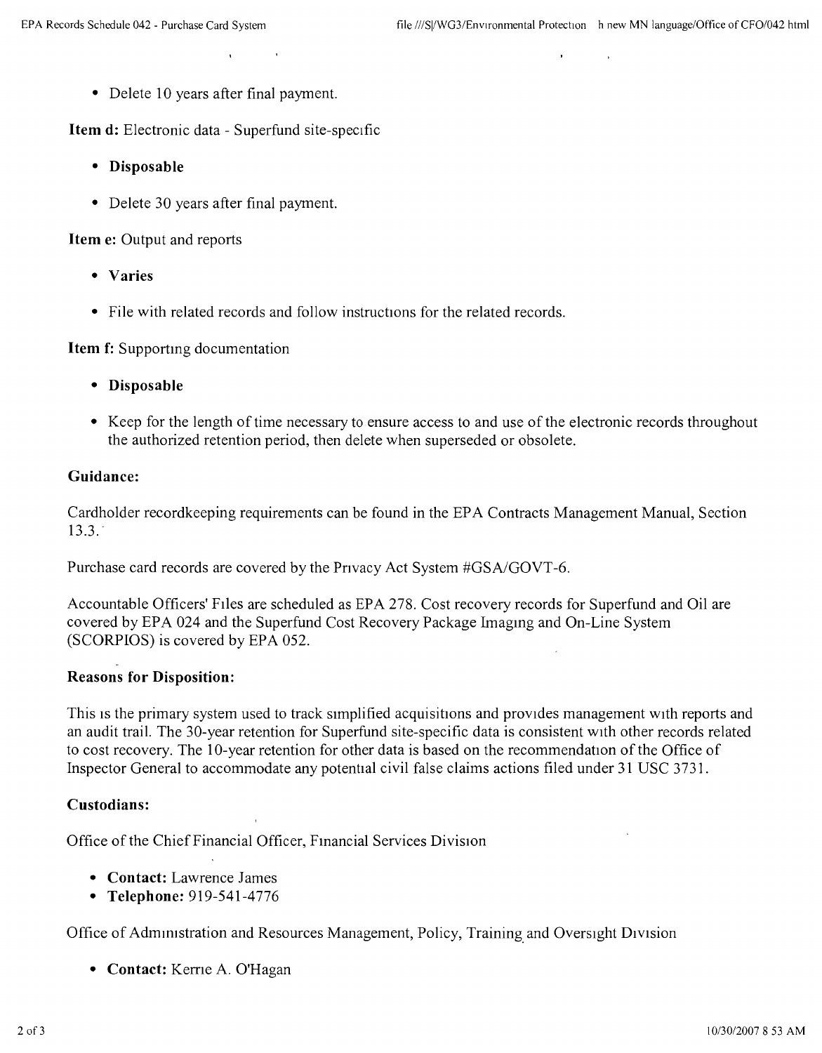- Delete 10 years after final payment.

**Item d:** Electronic data - Superfund site-specific

- **Disposable**
- Delete 30 years after final payment.

**Item e:** Output and reports

- **Varies**
- File with related records and follow instructions for the related records.

**Item f:** Supporting documentation

- **Disposable**
- Keep for the length of time necessary to ensure access to and use of the electronic records throughout the authorized retention period, then delete when superseded or obsolete.

### Guidance:

Cardholder recordkeeping requirements can be found in the EPA Contracts Management Manual, Section 13.3.

Purchase card records are covered by the Privacy Act System #GSA/GOVT-6.

Accountable Officers' Files are scheduled as EPA 278. Cost recovery records for Superfund and Oil are covered by EPA 024 and the Superfund Cost Recovery Package Imaging and On-Line System (SCORPIOS) is covered by EPA 052.

### Reasons for Disposition:

This is the primary system used to track simplified acquisitions and provides management with reports and an audit trail. The 30-year retention for Superfund site-specific data is consistent with other records related to cost recovery. The 10-year retention for other data is based on the recommendation of the Office of Inspector General to accommodate any potential civil false claims actions filed under 31 USC 3731.

### Custodians:

Office of the Chief Financial Officer, Financial Services Division

- **Contact:** Lawrence James
- **Telephone:** 919-541-4776

Office of Administration and Resources Management, Policy, Training and Oversight Division

- **Contact:** Kerrie A. O'Hagan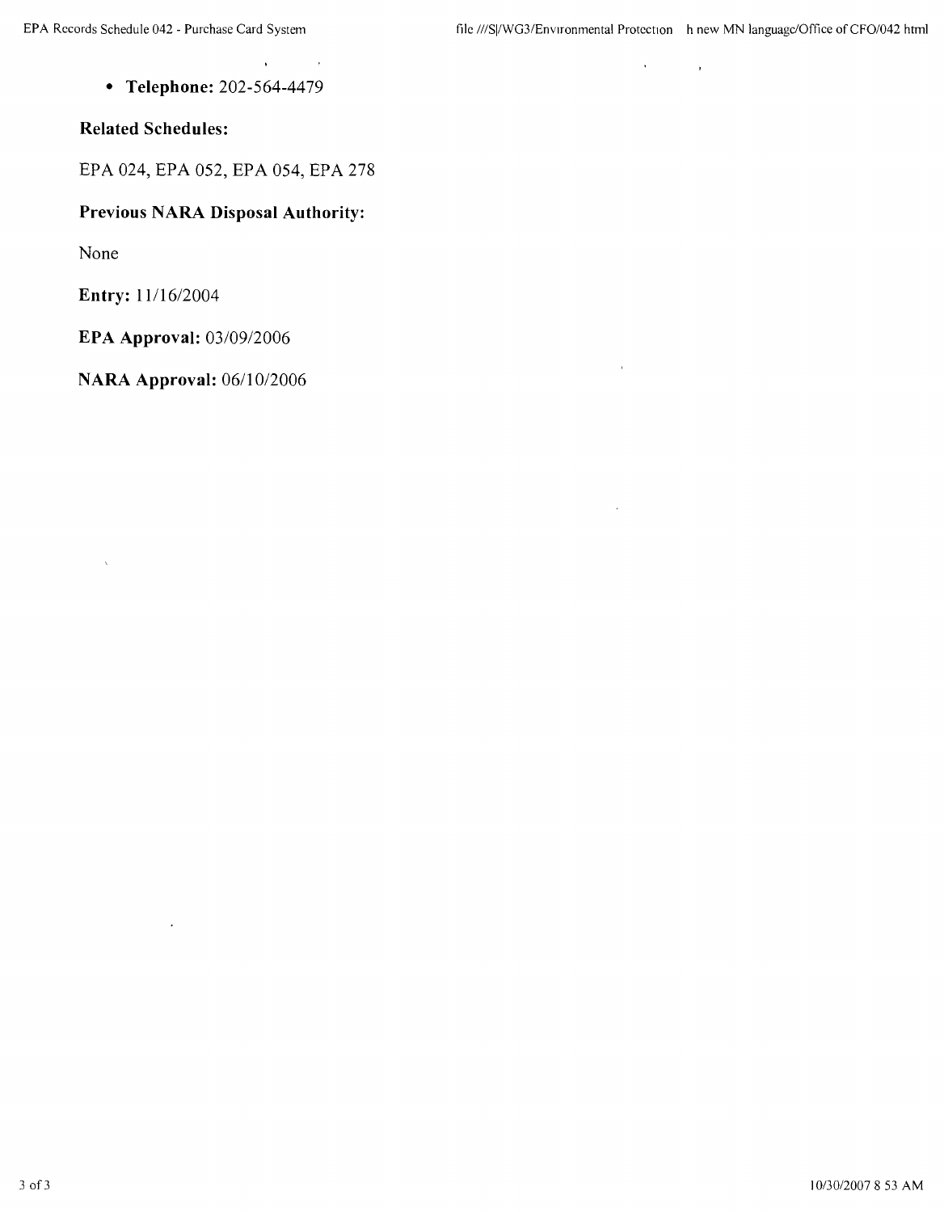- **Telephone:** 202-564-4479

**Related Schedules:**

EPA 024, EPA 052, EPA 054, EPA 278

**Previous NARA Disposal Authority:**

None

**Entry:** 11/16/2004

**EPA Approval:** 03/09/2006

**NARA Approval:** 06/10/2006